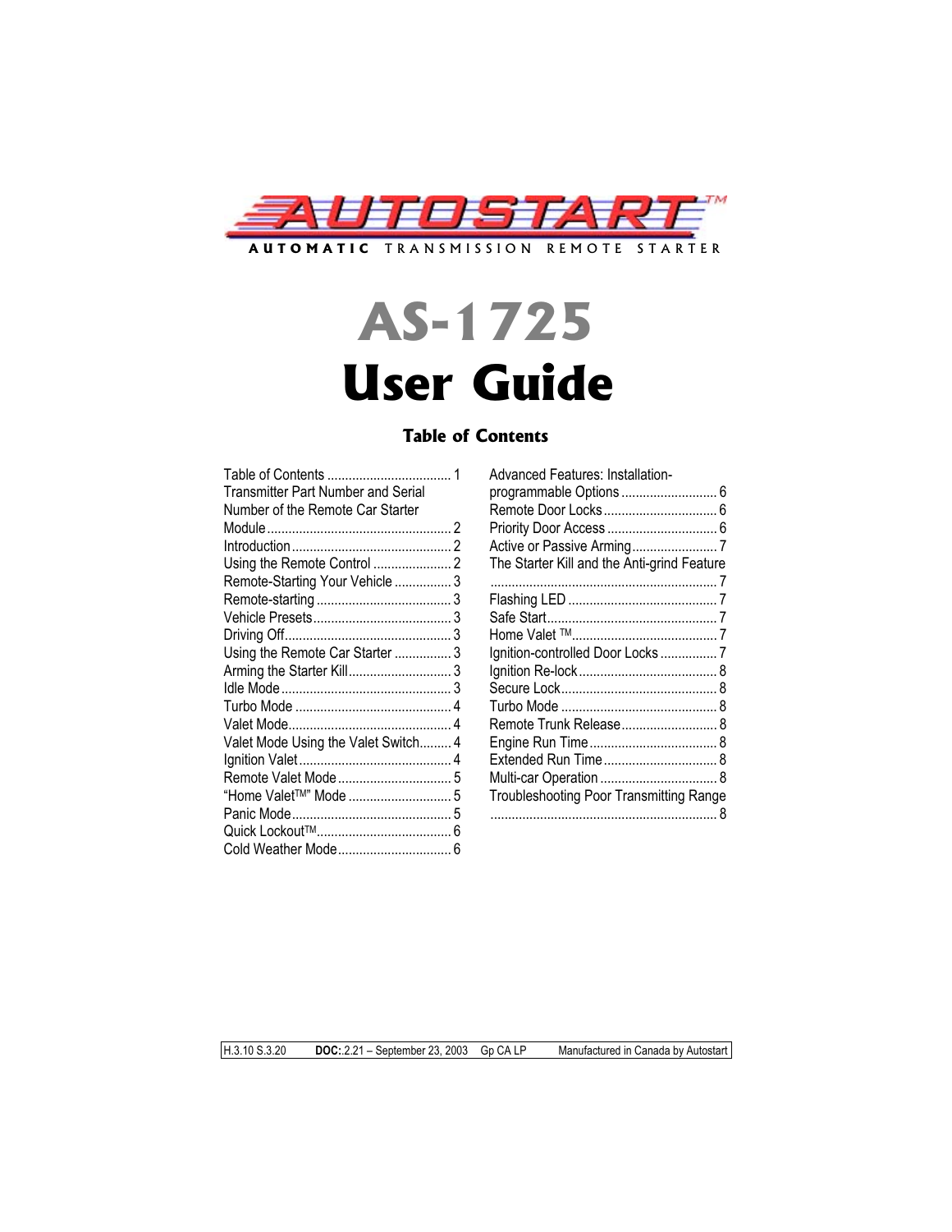# AUTOSTART™

**AUTOMATIC** TRANSMISSION REMOTE STARTER

# AS-1725
# User Guide

## Table of Contents

Table of Contents .................................... 1
Transmitter Part Number and Serial Number of the Remote Car Starter Module .................................... 2
Introduction .................................... 2
Using the Remote Control .................................... 2
Remote-Starting Your Vehicle .................................... 3
Remote-starting .................................... 3
Vehicle Presets .................................... 3
Driving Off .................................... 3
Using the Remote Car Starter .................................... 3
Arming the Starter Kill .................................... 3
Idle Mode .................................... 3
Turbo Mode .................................... 4
Valet Mode .................................... 4
Valet Mode Using the Valet Switch .................................... 4
Ignition Valet .................................... 4
Remote Valet Mode .................................... 5
"Home Valet™" Mode .................................... 5
Panic Mode .................................... 5
Quick Lockout™ .................................... 6
Cold Weather Mode .................................... 6
Advanced Features: Installation-programmable Options .................................... 6
Remote Door Locks .................................... 6
Priority Door Access .................................... 6
Active or Passive Arming .................................... 7
The Starter Kill and the Anti-grind Feature .................................... 7
Flashing LED .................................... 7
Safe Start .................................... 7
Home Valet ™ .................................... 7
Ignition-controlled Door Locks .................................... 7
Ignition Re-lock .................................... 8
Secure Lock .................................... 8
Turbo Mode .................................... 8
Remote Trunk Release .................................... 8
Engine Run Time .................................... 8
Extended Run Time .................................... 8
Multi-car Operation .................................... 8
Troubleshooting Poor Transmitting Range .................................... 8

H.3.10 S.3.20 **DOC:** 2.21 – September 23, 2003 Gp CA LP Manufactured in Canada by Autostart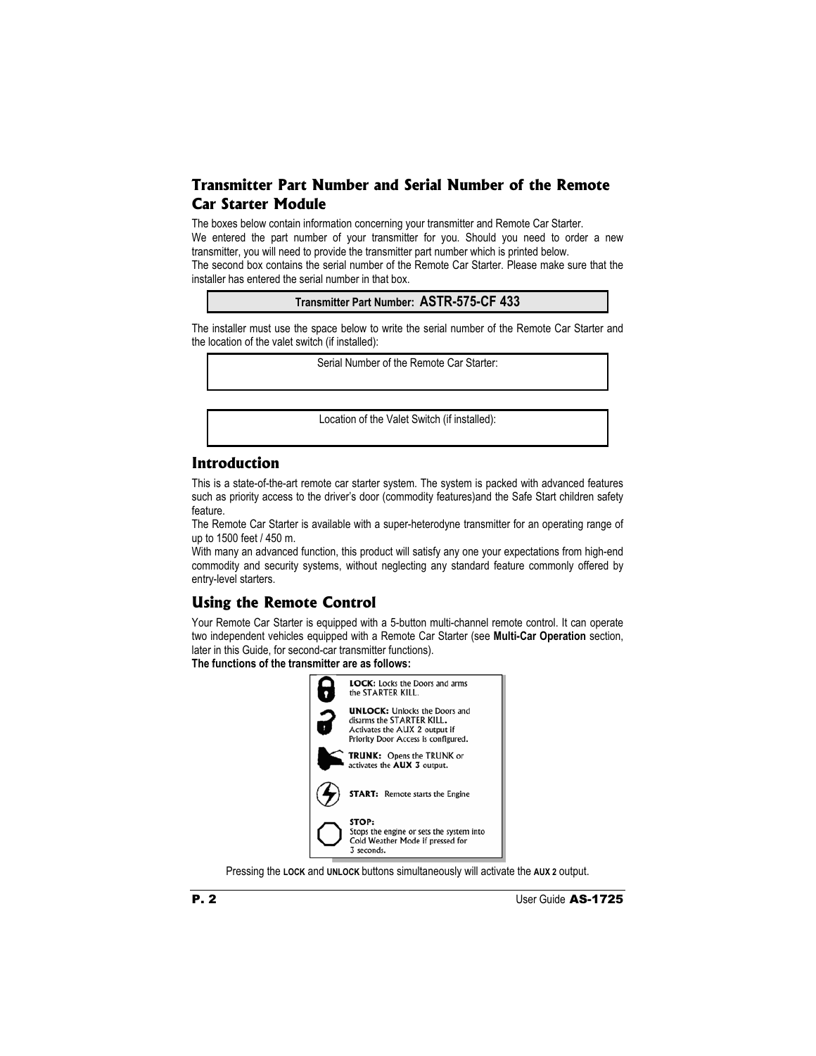## Transmitter Part Number and Serial Number of the Remote Car Starter Module

The boxes below contain information concerning your transmitter and Remote Car Starter.
We entered the part number of your transmitter for you. Should you need to order a new transmitter, you will need to provide the transmitter part number which is printed below.
The second box contains the serial number of the Remote Car Starter. Please make sure that the installer has entered the serial number in that box.

| Transmitter Part Number: **ASTR-575-CF 433** |
|---|

The installer must use the space below to write the serial number of the Remote Car Starter and the location of the valet switch (if installed):

| Serial Number of the Remote Car Starter: |
|---|
| |

| Location of the Valet Switch (if installed): |
|---|
| |

## Introduction

This is a state-of-the-art remote car starter system. The system is packed with advanced features such as priority access to the driver's door (commodity features)and the Safe Start children safety feature.
The Remote Car Starter is available with a super-heterodyne transmitter for an operating range of up to 1500 feet / 450 m.
With many an advanced function, this product will satisfy any one your expectations from high-end commodity and security systems, without neglecting any standard feature commonly offered by entry-level starters.

## Using the Remote Control

Your Remote Car Starter is equipped with a 5-button multi-channel remote control. It can operate two independent vehicles equipped with a Remote Car Starter (see **Multi-Car Operation** section, later in this Guide, for second-car transmitter functions).

**The functions of the transmitter are as follows:**

**LOCK:** Locks the Doors and arms the STARTER KILL.

**UNLOCK:** Unlocks the Doors and disarms the STARTER KILL. Activates the AUX 2 output if Priority Door Access is configured.

**TRUNK:** Opens the TRUNK or activates the **AUX 3** output.

**START:** Remote starts the Engine

**STOP:** Stops the engine or sets the system into Cold Weather Mode if pressed for 3 seconds.

Pressing the **LOCK** and **UNLOCK** buttons simultaneously will activate the **AUX 2** output.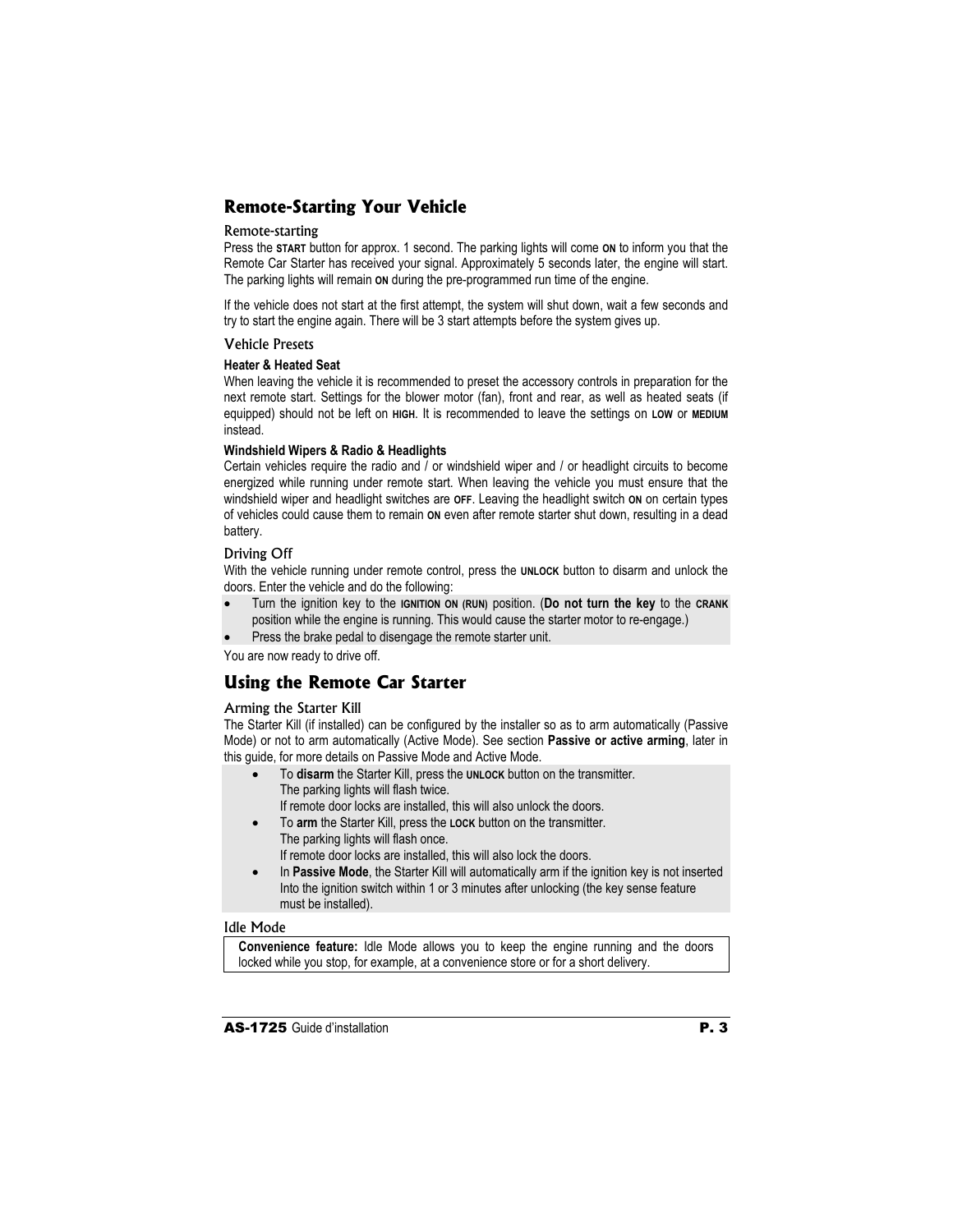## Remote-Starting Your Vehicle

### Remote-starting

Press the **START** button for approx. 1 second. The parking lights will come **ON** to inform you that the Remote Car Starter has received your signal. Approximately 5 seconds later, the engine will start. The parking lights will remain **ON** during the pre-programmed run time of the engine.

If the vehicle does not start at the first attempt, the system will shut down, wait a few seconds and try to start the engine again. There will be 3 start attempts before the system gives up.

### Vehicle Presets

**Heater & Heated Seat**

When leaving the vehicle it is recommended to preset the accessory controls in preparation for the next remote start. Settings for the blower motor (fan), front and rear, as well as heated seats (if equipped) should not be left on **HIGH**. It is recommended to leave the settings on **LOW** or **MEDIUM** instead.

**Windshield Wipers & Radio & Headlights**

Certain vehicles require the radio and / or windshield wiper and / or headlight circuits to become energized while running under remote start. When leaving the vehicle you must ensure that the windshield wiper and headlight switches are **OFF**. Leaving the headlight switch **ON** on certain types of vehicles could cause them to remain **ON** even after remote starter shut down, resulting in a dead battery.

### Driving Off

With the vehicle running under remote control, press the **UNLOCK** button to disarm and unlock the doors. Enter the vehicle and do the following:

- Turn the ignition key to the **IGNITION ON (RUN)** position. (**Do not turn the key** to the **CRANK** position while the engine is running. This would cause the starter motor to re-engage.)
- Press the brake pedal to disengage the remote starter unit.

You are now ready to drive off.

## Using the Remote Car Starter

### Arming the Starter Kill

The Starter Kill (if installed) can be configured by the installer so as to arm automatically (Passive Mode) or not to arm automatically (Active Mode). See section **Passive or active arming**, later in this guide, for more details on Passive Mode and Active Mode.

- To **disarm** the Starter Kill, press the **UNLOCK** button on the transmitter.
  The parking lights will flash twice.
  If remote door locks are installed, this will also unlock the doors.
- To **arm** the Starter Kill, press the **LOCK** button on the transmitter.
  The parking lights will flash once.
  If remote door locks are installed, this will also lock the doors.
- In **Passive Mode**, the Starter Kill will automatically arm if the ignition key is not inserted Into the ignition switch within 1 or 3 minutes after unlocking (the key sense feature must be installed).

### Idle Mode

**Convenience feature:** Idle Mode allows you to keep the engine running and the doors locked while you stop, for example, at a convenience store or for a short delivery.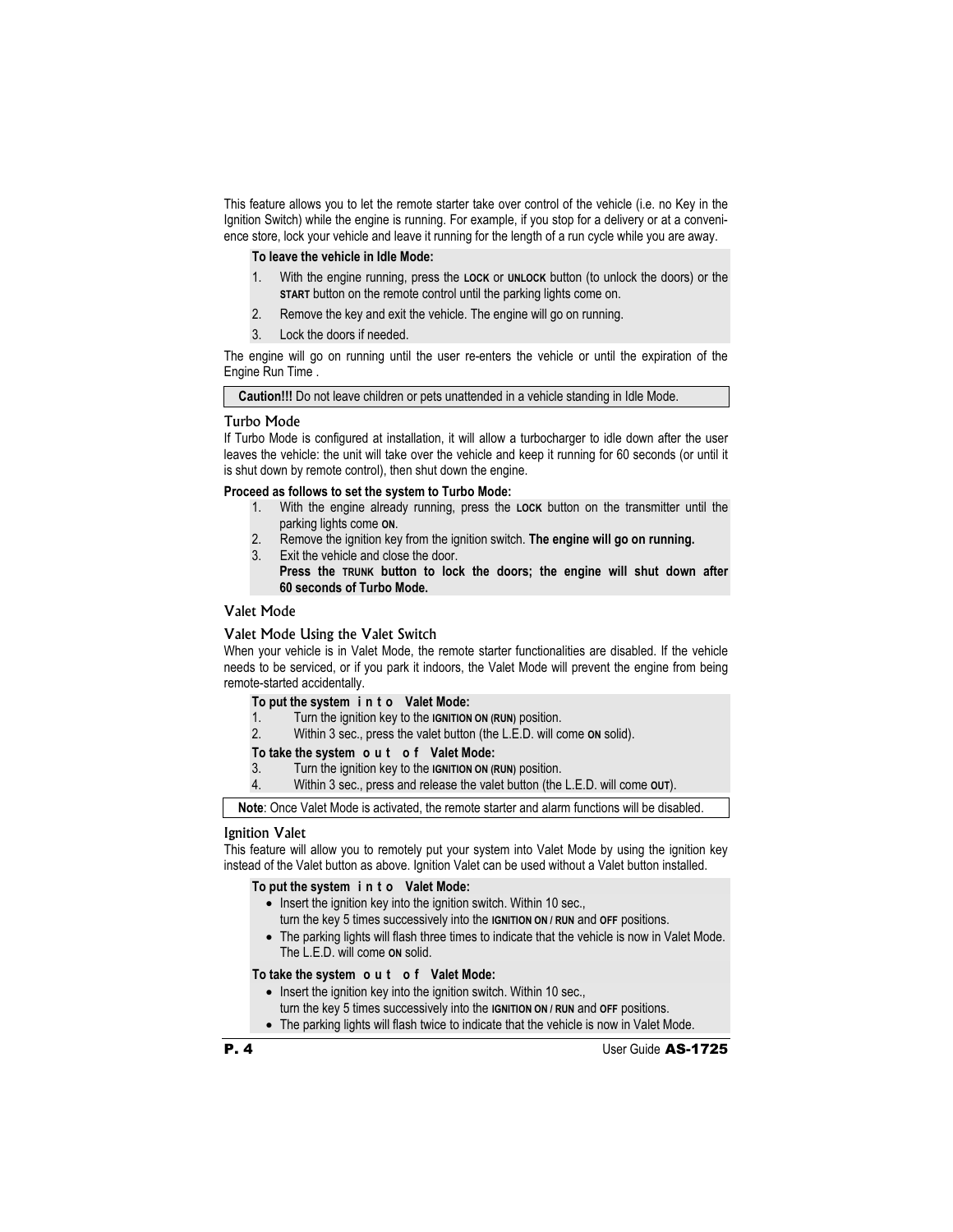This feature allows you to let the remote starter take over control of the vehicle (i.e. no Key in the Ignition Switch) while the engine is running. For example, if you stop for a delivery or at a convenience store, lock your vehicle and leave it running for the length of a run cycle while you are away.

**To leave the vehicle in Idle Mode:**

1. With the engine running, press the **LOCK** or **UNLOCK** button (to unlock the doors) or the **START** button on the remote control until the parking lights come on.
2. Remove the key and exit the vehicle. The engine will go on running.
3. Lock the doors if needed.

The engine will go on running until the user re-enters the vehicle or until the expiration of the Engine Run Time .

**Caution!!!** Do not leave children or pets unattended in a vehicle standing in Idle Mode.

### Turbo Mode

If Turbo Mode is configured at installation, it will allow a turbocharger to idle down after the user leaves the vehicle: the unit will take over the vehicle and keep it running for 60 seconds (or until it is shut down by remote control), then shut down the engine.

**Proceed as follows to set the system to Turbo Mode:**

1. With the engine already running, press the **LOCK** button on the transmitter until the parking lights come **ON**.
2. Remove the ignition key from the ignition switch. **The engine will go on running.**
3. Exit the vehicle and close the door.
   **Press the TRUNK button to lock the doors; the engine will shut down after 60 seconds of Turbo Mode.**

## Valet Mode

### Valet Mode Using the Valet Switch

When your vehicle is in Valet Mode, the remote starter functionalities are disabled. If the vehicle needs to be serviced, or if you park it indoors, the Valet Mode will prevent the engine from being remote-started accidentally.

**To put the system into Valet Mode:**

1. Turn the ignition key to the **IGNITION ON (RUN)** position.
2. Within 3 sec., press the valet button (the L.E.D. will come **ON** solid).

**To take the system out of Valet Mode:**

3. Turn the ignition key to the **IGNITION ON (RUN)** position.
4. Within 3 sec., press and release the valet button (the L.E.D. will come **OUT**).

**Note**: Once Valet Mode is activated, the remote starter and alarm functions will be disabled.

### Ignition Valet

This feature will allow you to remotely put your system into Valet Mode by using the ignition key instead of the Valet button as above. Ignition Valet can be used without a Valet button installed.

**To put the system into Valet Mode:**

- Insert the ignition key into the ignition switch. Within 10 sec., turn the key 5 times successively into the **IGNITION ON / RUN** and **OFF** positions.
- The parking lights will flash three times to indicate that the vehicle is now in Valet Mode. The L.E.D. will come **ON** solid.

**To take the system out of Valet Mode:**

- Insert the ignition key into the ignition switch. Within 10 sec., turn the key 5 times successively into the **IGNITION ON / RUN** and **OFF** positions.
- The parking lights will flash twice to indicate that the vehicle is now in Valet Mode.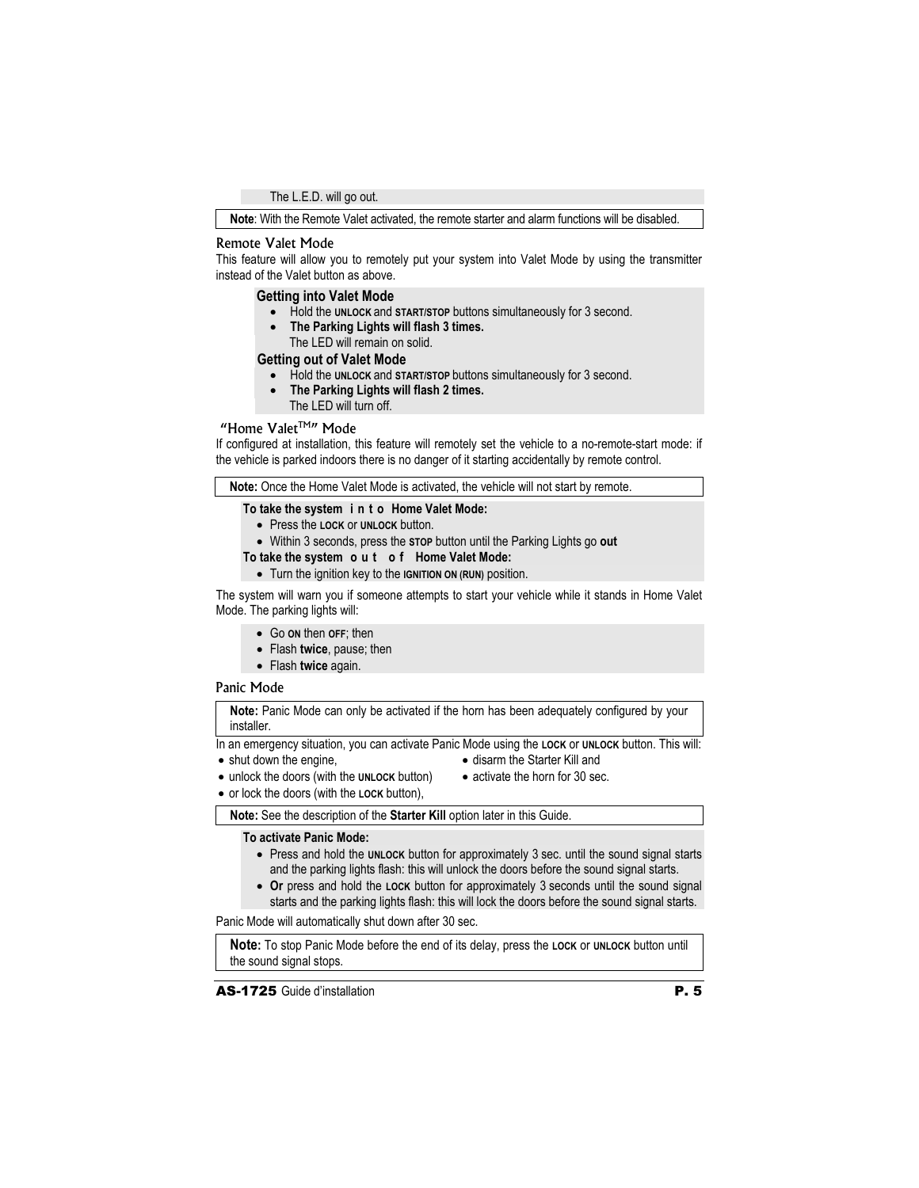The L.E.D. will go out.

**Note**: With the Remote Valet activated, the remote starter and alarm functions will be disabled.

## Remote Valet Mode

This feature will allow you to remotely put your system into Valet Mode by using the transmitter instead of the Valet button as above.

### Getting into Valet Mode

- Hold the **UNLOCK** and **START/STOP** buttons simultaneously for 3 second.
- **The Parking Lights will flash 3 times.**
  The LED will remain on solid.

### Getting out of Valet Mode

- Hold the **UNLOCK** and **START/STOP** buttons simultaneously for 3 second.
- **The Parking Lights will flash 2 times.**
  The LED will turn off.

## "Home Valet™" Mode

If configured at installation, this feature will remotely set the vehicle to a no-remote-start mode: if the vehicle is parked indoors there is no danger of it starting accidentally by remote control.

**Note:** Once the Home Valet Mode is activated, the vehicle will not start by remote.

**To take the system into Home Valet Mode:**

- Press the **LOCK** or **UNLOCK** button.
- Within 3 seconds, press the **STOP** button until the Parking Lights go **out**

**To take the system out of Home Valet Mode:**

- Turn the ignition key to the **IGNITION ON (RUN)** position.

The system will warn you if someone attempts to start your vehicle while it stands in Home Valet Mode. The parking lights will:

- Go **ON** then **OFF**; then
- Flash **twice**, pause; then
- Flash **twice** again.

## Panic Mode

**Note:** Panic Mode can only be activated if the horn has been adequately configured by your installer.

In an emergency situation, you can activate Panic Mode using the **LOCK** or **UNLOCK** button. This will:

- shut down the engine,
- unlock the doors (with the **UNLOCK** button)
- or lock the doors (with the **LOCK** button),
- disarm the Starter Kill and
- activate the horn for 30 sec.

**Note:** See the description of the **Starter Kill** option later in this Guide.

**To activate Panic Mode:**

- Press and hold the **UNLOCK** button for approximately 3 sec. until the sound signal starts and the parking lights flash: this will unlock the doors before the sound signal starts.
- **Or** press and hold the **LOCK** button for approximately 3 seconds until the sound signal starts and the parking lights flash: this will lock the doors before the sound signal starts.

Panic Mode will automatically shut down after 30 sec.

**Note:** To stop Panic Mode before the end of its delay, press the **LOCK** or **UNLOCK** button until the sound signal stops.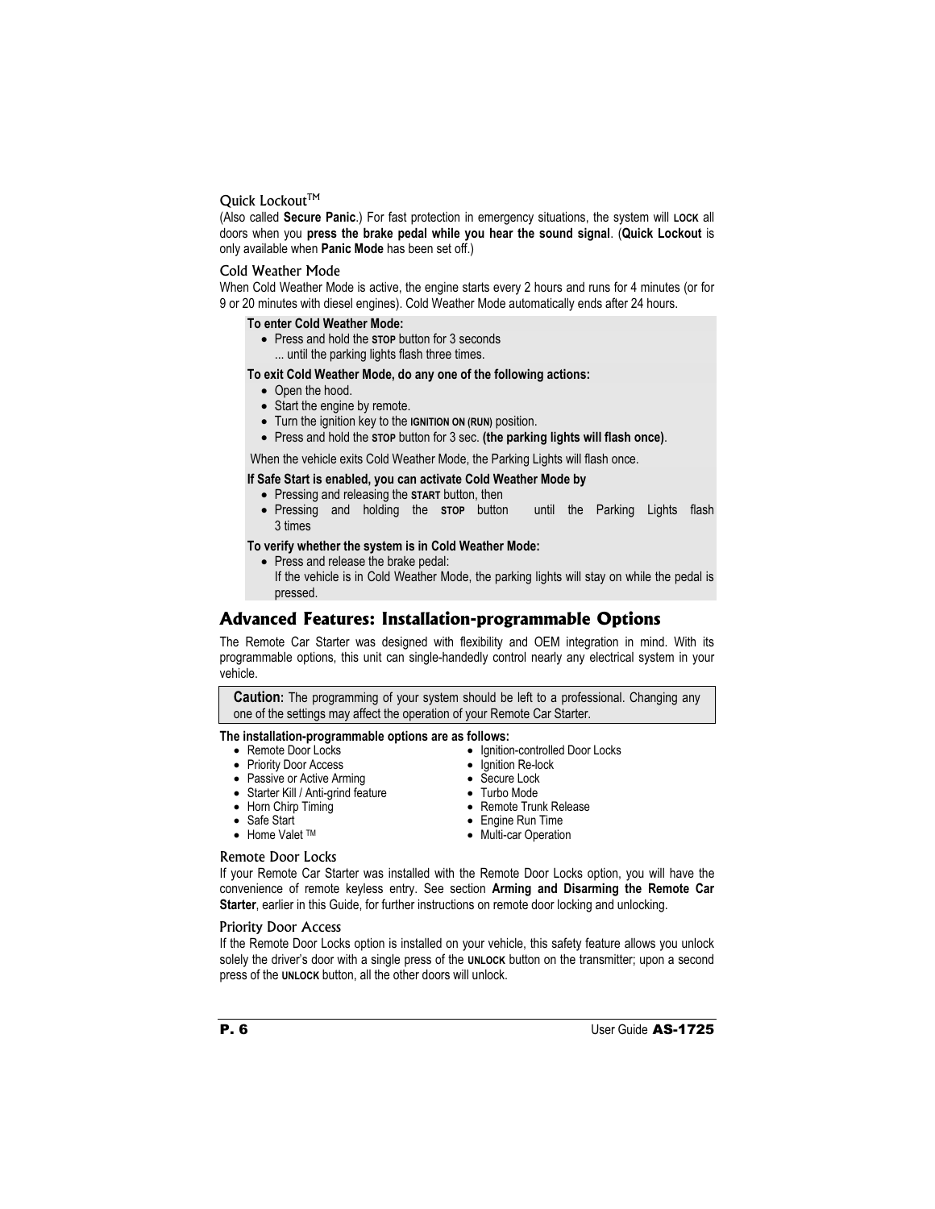### Quick Lockout™

(Also called **Secure Panic**.) For fast protection in emergency situations, the system will **LOCK** all doors when you **press the brake pedal while you hear the sound signal**. (**Quick Lockout** is only available when **Panic Mode** has been set off.)

### Cold Weather Mode

When Cold Weather Mode is active, the engine starts every 2 hours and runs for 4 minutes (or for 9 or 20 minutes with diesel engines). Cold Weather Mode automatically ends after 24 hours.

**To enter Cold Weather Mode:**

- Press and hold the **STOP** button for 3 seconds
  ... until the parking lights flash three times.

**To exit Cold Weather Mode, do any one of the following actions:**

- Open the hood.
- Start the engine by remote.
- Turn the ignition key to the **IGNITION ON (RUN)** position.
- Press and hold the **STOP** button for 3 sec. **(the parking lights will flash once)**.

When the vehicle exits Cold Weather Mode, the Parking Lights will flash once.

**If Safe Start is enabled, you can activate Cold Weather Mode by**

- Pressing and releasing the **START** button, then
- Pressing and holding the **STOP** button until the Parking Lights flash 3 times

**To verify whether the system is in Cold Weather Mode:**

- Press and release the brake pedal:
  If the vehicle is in Cold Weather Mode, the parking lights will stay on while the pedal is pressed.

## Advanced Features: Installation-programmable Options

The Remote Car Starter was designed with flexibility and OEM integration in mind. With its programmable options, this unit can single-handedly control nearly any electrical system in your vehicle.

> **Caution:** The programming of your system should be left to a professional. Changing any one of the settings may affect the operation of your Remote Car Starter.

**The installation-programmable options are as follows:**

- Remote Door Locks
- Priority Door Access
- Passive or Active Arming
- Starter Kill / Anti-grind feature
- Horn Chirp Timing
- Safe Start
- Home Valet ™
- Ignition-controlled Door Locks
- Ignition Re-lock
- Secure Lock
- Turbo Mode
- Remote Trunk Release
- Engine Run Time
- Multi-car Operation

### Remote Door Locks

If your Remote Car Starter was installed with the Remote Door Locks option, you will have the convenience of remote keyless entry. See section **Arming and Disarming the Remote Car Starter**, earlier in this Guide, for further instructions on remote door locking and unlocking.

### Priority Door Access

If the Remote Door Locks option is installed on your vehicle, this safety feature allows you unlock solely the driver's door with a single press of the **UNLOCK** button on the transmitter; upon a second press of the **UNLOCK** button, all the other doors will unlock.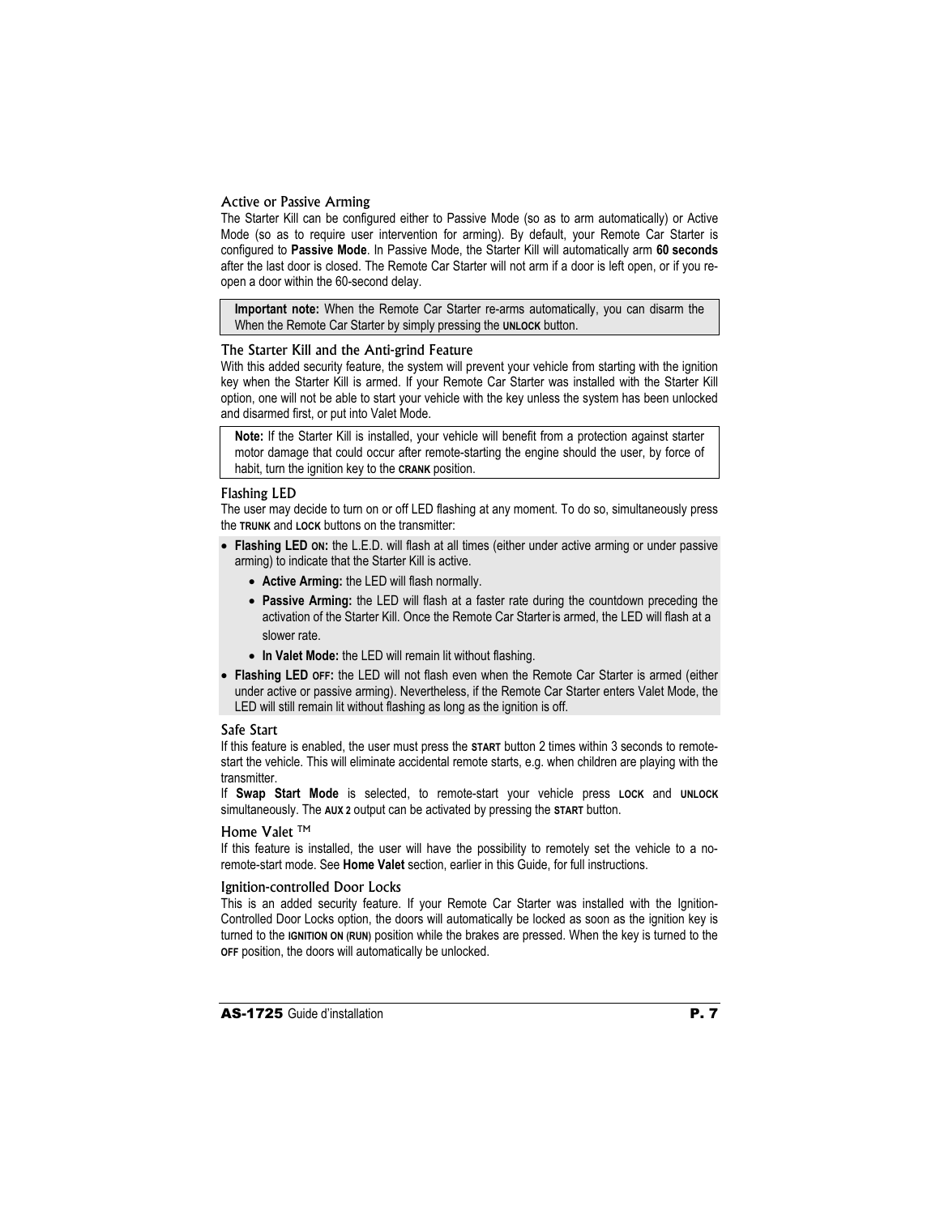### Active or Passive Arming

The Starter Kill can be configured either to Passive Mode (so as to arm automatically) or Active Mode (so as to require user intervention for arming). By default, your Remote Car Starter is configured to **Passive Mode**. In Passive Mode, the Starter Kill will automatically arm **60 seconds** after the last door is closed. The Remote Car Starter will not arm if a door is left open, or if you re-open a door within the 60-second delay.

> **Important note:** When the Remote Car Starter re-arms automatically, you can disarm the When the Remote Car Starter by simply pressing the **UNLOCK** button.

### The Starter Kill and the Anti-grind Feature

With this added security feature, the system will prevent your vehicle from starting with the ignition key when the Starter Kill is armed. If your Remote Car Starter was installed with the Starter Kill option, one will not be able to start your vehicle with the key unless the system has been unlocked and disarmed first, or put into Valet Mode.

> **Note:** If the Starter Kill is installed, your vehicle will benefit from a protection against starter motor damage that could occur after remote-starting the engine should the user, by force of habit, turn the ignition key to the **CRANK** position.

### Flashing LED

The user may decide to turn on or off LED flashing at any moment. To do so, simultaneously press the **TRUNK** and **LOCK** buttons on the transmitter:

- **Flashing LED ON:** the L.E.D. will flash at all times (either under active arming or under passive arming) to indicate that the Starter Kill is active.
  - **Active Arming:** the LED will flash normally.
  - **Passive Arming:** the LED will flash at a faster rate during the countdown preceding the activation of the Starter Kill. Once the Remote Car Starter is armed, the LED will flash at a slower rate.
  - **In Valet Mode:** the LED will remain lit without flashing.
- **Flashing LED OFF:** the LED will not flash even when the Remote Car Starter is armed (either under active or passive arming). Nevertheless, if the Remote Car Starter enters Valet Mode, the LED will still remain lit without flashing as long as the ignition is off.

### Safe Start

If this feature is enabled, the user must press the **START** button 2 times within 3 seconds to remote-start the vehicle. This will eliminate accidental remote starts, e.g. when children are playing with the transmitter.

If **Swap Start Mode** is selected, to remote-start your vehicle press **LOCK** and **UNLOCK** simultaneously. The **AUX 2** output can be activated by pressing the **START** button.

### Home Valet ™

If this feature is installed, the user will have the possibility to remotely set the vehicle to a no-remote-start mode. See **Home Valet** section, earlier in this Guide, for full instructions.

### Ignition-controlled Door Locks

This is an added security feature. If your Remote Car Starter was installed with the Ignition-Controlled Door Locks option, the doors will automatically be locked as soon as the ignition key is turned to the **IGNITION ON (RUN)** position while the brakes are pressed. When the key is turned to the **OFF** position, the doors will automatically be unlocked.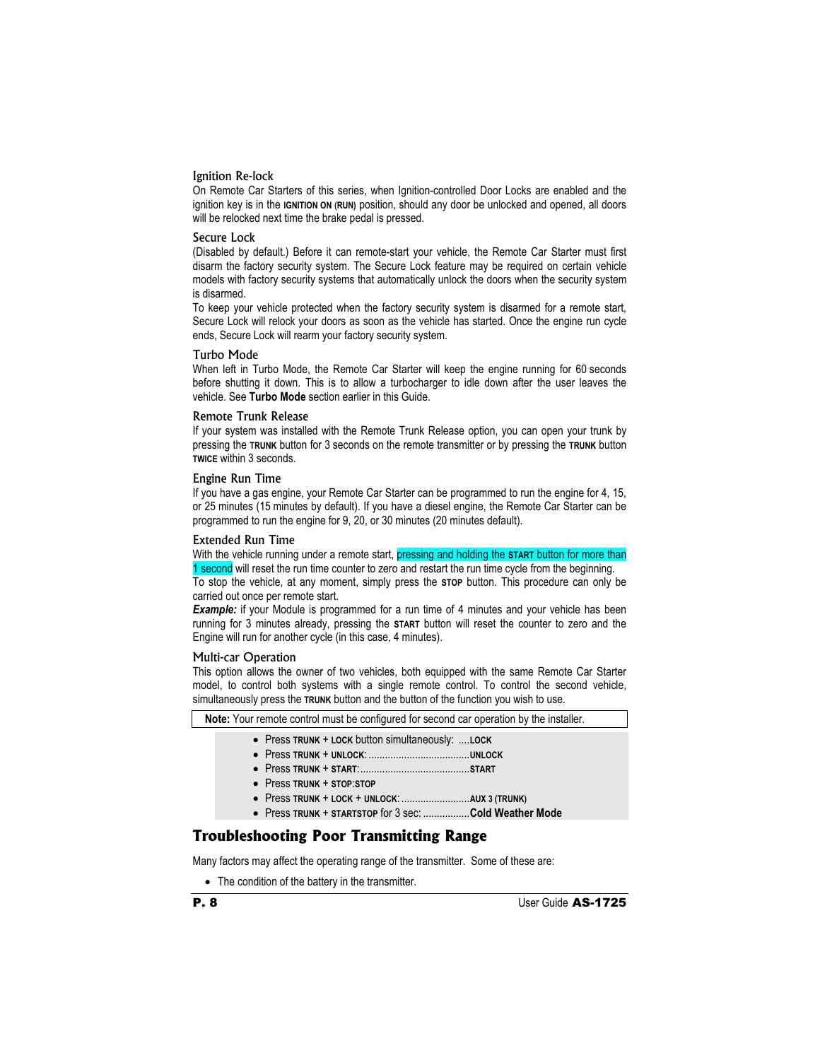### Ignition Re-lock

On Remote Car Starters of this series, when Ignition-controlled Door Locks are enabled and the ignition key is in the **IGNITION ON (RUN)** position, should any door be unlocked and opened, all doors will be relocked next time the brake pedal is pressed.

### Secure Lock

(Disabled by default.) Before it can remote-start your vehicle, the Remote Car Starter must first disarm the factory security system. The Secure Lock feature may be required on certain vehicle models with factory security systems that automatically unlock the doors when the security system is disarmed.

To keep your vehicle protected when the factory security system is disarmed for a remote start, Secure Lock will relock your doors as soon as the vehicle has started. Once the engine run cycle ends, Secure Lock will rearm your factory security system.

### Turbo Mode

When left in Turbo Mode, the Remote Car Starter will keep the engine running for 60 seconds before shutting it down. This is to allow a turbocharger to idle down after the user leaves the vehicle. See **Turbo Mode** section earlier in this Guide.

### Remote Trunk Release

If your system was installed with the Remote Trunk Release option, you can open your trunk by pressing the **TRUNK** button for 3 seconds on the remote transmitter or by pressing the **TRUNK** button **TWICE** within 3 seconds.

### Engine Run Time

If you have a gas engine, your Remote Car Starter can be programmed to run the engine for 4, 15, or 25 minutes (15 minutes by default). If you have a diesel engine, the Remote Car Starter can be programmed to run the engine for 9, 20, or 30 minutes (20 minutes default).

### Extended Run Time

With the vehicle running under a remote start, pressing and holding the **START** button for more than 1 second will reset the run time counter to zero and restart the run time cycle from the beginning.

To stop the vehicle, at any moment, simply press the **STOP** button. This procedure can only be carried out once per remote start.

***Example:*** if your Module is programmed for a run time of 4 minutes and your vehicle has been running for 3 minutes already, pressing the **START** button will reset the counter to zero and the Engine will run for another cycle (in this case, 4 minutes).

### Multi-car Operation

This option allows the owner of two vehicles, both equipped with the same Remote Car Starter model, to control both systems with a single remote control. To control the second vehicle, simultaneously press the **TRUNK** button and the button of the function you wish to use.

**Note:** Your remote control must be configured for second car operation by the installer.

- Press **TRUNK** + **LOCK** button simultaneously: ....**LOCK**
- Press **TRUNK** + **UNLOCK**: ....................................**UNLOCK**
- Press **TRUNK** + **START**:.......................................**START**
- Press **TRUNK** + **STOP**:**STOP**
- Press **TRUNK** + **LOCK** + **UNLOCK**: .........................**AUX 3 (TRUNK)**
- Press **TRUNK** + **STARTSTOP** for 3 sec: ................**Cold Weather Mode**

## Troubleshooting Poor Transmitting Range

Many factors may affect the operating range of the transmitter. Some of these are:

- The condition of the battery in the transmitter.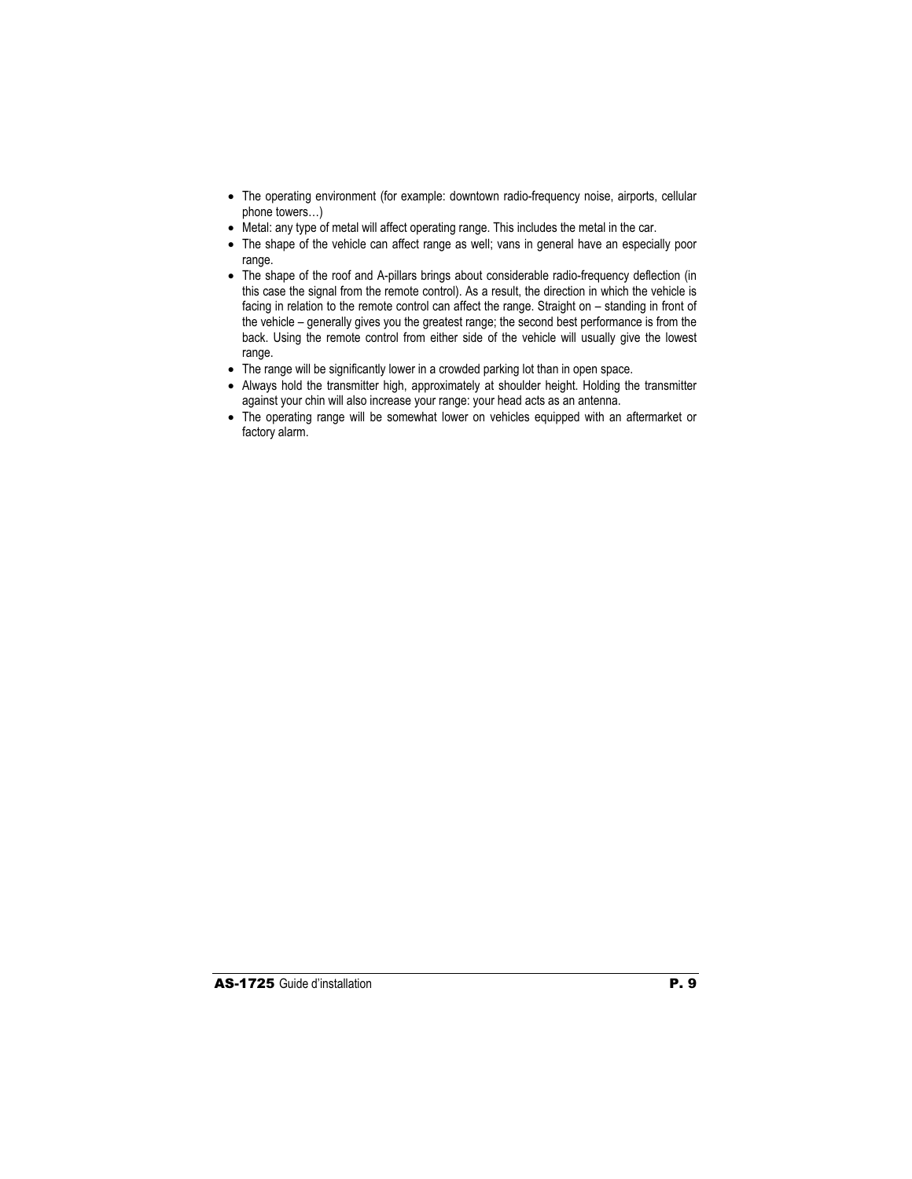- The operating environment (for example: downtown radio-frequency noise, airports, cellular phone towers…)
- Metal: any type of metal will affect operating range. This includes the metal in the car.
- The shape of the vehicle can affect range as well; vans in general have an especially poor range.
- The shape of the roof and A-pillars brings about considerable radio-frequency deflection (in this case the signal from the remote control). As a result, the direction in which the vehicle is facing in relation to the remote control can affect the range. Straight on – standing in front of the vehicle – generally gives you the greatest range; the second best performance is from the back. Using the remote control from either side of the vehicle will usually give the lowest range.
- The range will be significantly lower in a crowded parking lot than in open space.
- Always hold the transmitter high, approximately at shoulder height. Holding the transmitter against your chin will also increase your range: your head acts as an antenna.
- The operating range will be somewhat lower on vehicles equipped with an aftermarket or factory alarm.